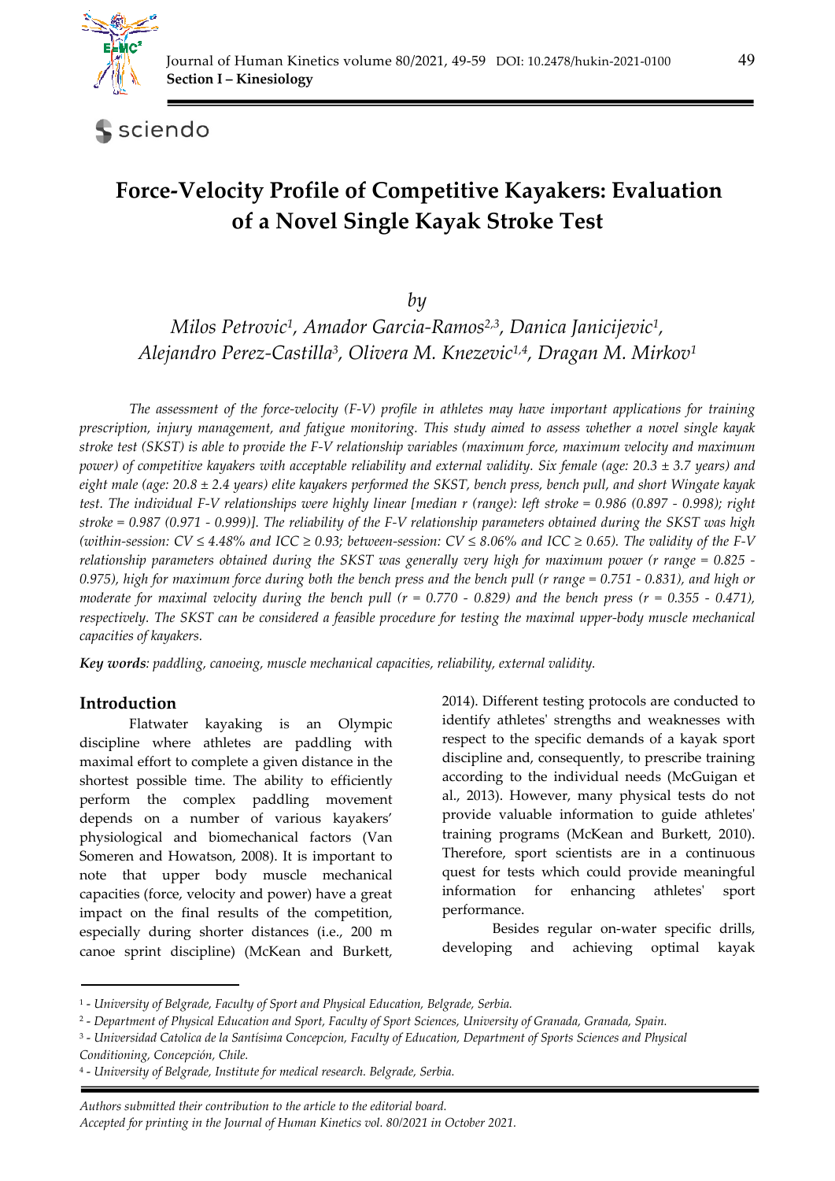# Force-Velocity Profile of Competitive Kayakers: Evaluation of a Novel Single Kayak Stroke Test

*by*

*Milos Petrovic[1], Amador Garcia-Ramos[2,3], Danica Janicijevic[1], Alejandro Perez-Castilla[3], Olivera M. Knezevic[1,4], Dragan M. Mirkov[1]*

*The assessment of the force-velocity (F-V) profile in athletes may have important applications for training prescription, injury management, and fatigue monitoring. This study aimed to assess whether a novel single kayak stroke test (SKST) is able to provide the F-V relationship variables (maximum force, maximum velocity and maximum power) of competitive kayakers with acceptable reliability and external validity. Six female (age: 20.3 ± 3.7 years) and eight male (age: 20.8 ± 2.4 years) elite kayakers performed the SKST, bench press, bench pull, and short Wingate kayak test. The individual F-V relationships were highly linear [median r (range): left stroke = 0.986 (0.897 - 0.998); right stroke = 0.987 (0.971 - 0.999)]. The reliability of the F-V relationship parameters obtained during the SKST was high (within-session: CV ≤ 4.48% and ICC ≥ 0.93; between-session: CV ≤ 8.06% and ICC ≥ 0.65). The validity of the F-V relationship parameters obtained during the SKST was generally very high for maximum power (r range = 0.825 - 0.975), high for maximum force during both the bench press and the bench pull (r range = 0.751 - 0.831), and high or moderate for maximal velocity during the bench pull (r = 0.770 - 0.829) and the bench press (r = 0.355 - 0.471), respectively. The SKST can be considered a feasible procedure for testing the maximal upper-body muscle mechanical capacities of kayakers.*

***Key words**: paddling, canoeing, muscle mechanical capacities, reliability, external validity.*

## Introduction

Flatwater kayaking is an Olympic discipline where athletes are paddling with maximal effort to complete a given distance in the shortest possible time. The ability to efficiently perform the complex paddling movement depends on a number of various kayakers' physiological and biomechanical factors (Van Someren and Howatson, 2008). It is important to note that upper body muscle mechanical capacities (force, velocity and power) have a great impact on the final results of the competition, especially during shorter distances (i.e., 200 m canoe sprint discipline) (McKean and Burkett, 2014). Different testing protocols are conducted to identify athletes' strengths and weaknesses with respect to the specific demands of a kayak sport discipline and, consequently, to prescribe training according to the individual needs (McGuigan et al., 2013). However, many physical tests do not provide valuable information to guide athletes' training programs (McKean and Burkett, 2010). Therefore, sport scientists are in a continuous quest for tests which could provide meaningful information for enhancing athletes' sport performance.

Besides regular on-water specific drills, developing and achieving optimal kayak

---

[1] - *University of Belgrade, Faculty of Sport and Physical Education, Belgrade, Serbia.*

[2] - *Department of Physical Education and Sport, Faculty of Sport Sciences, University of Granada, Granada, Spain.*

[3] - *Universidad Catolica de la Santísima Concepcion, Faculty of Education, Department of Sports Sciences and Physical Conditioning, Concepción, Chile.*

[4] - *University of Belgrade, Institute for medical research. Belgrade, Serbia.*

*Authors submitted their contribution to the article to the editorial board.*

*Accepted for printing in the Journal of Human Kinetics vol. 80/2021 in October 2021.*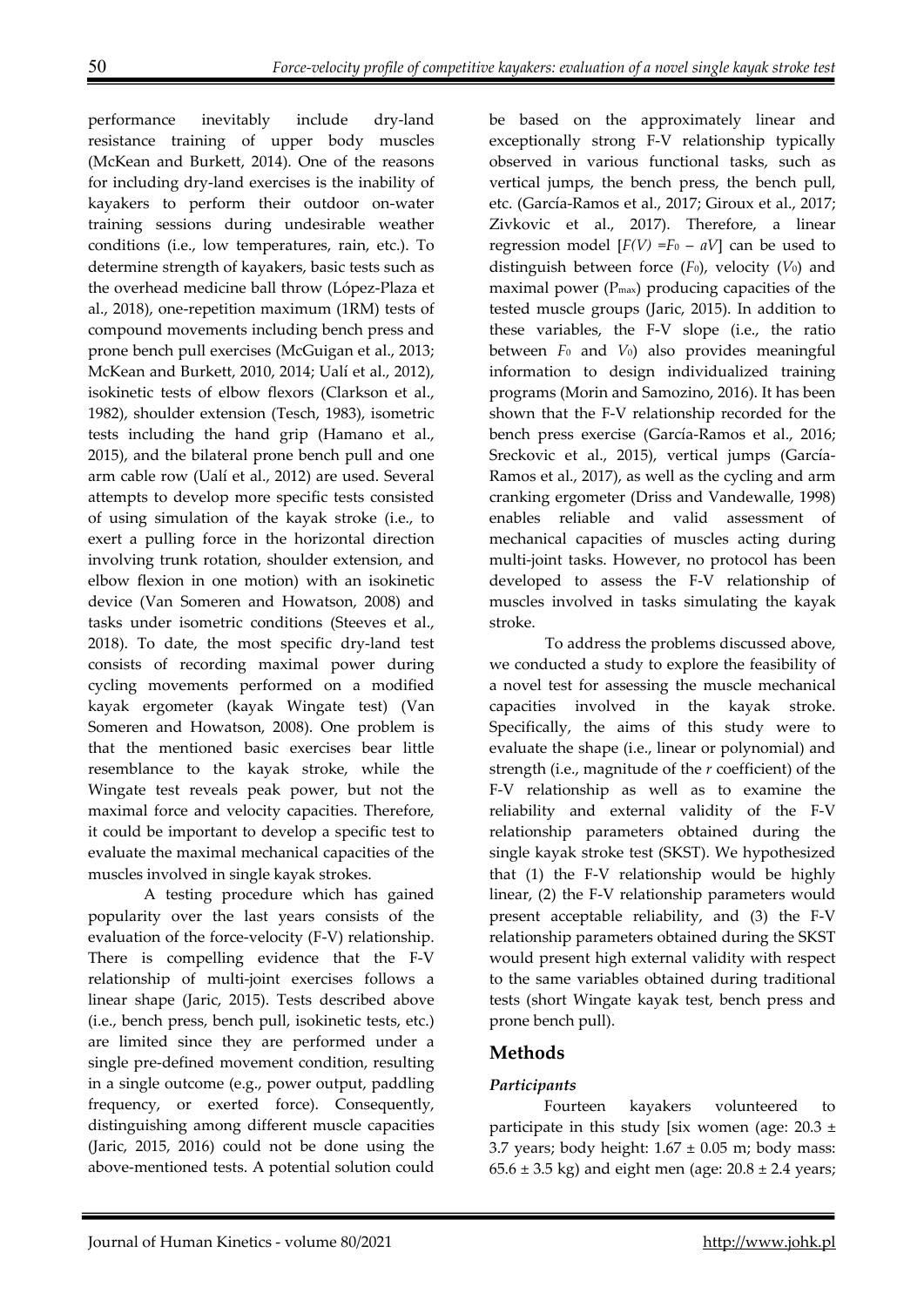performance inevitably include dry-land resistance training of upper body muscles (McKean and Burkett, 2014). One of the reasons for including dry-land exercises is the inability of kayakers to perform their outdoor on-water training sessions during undesirable weather conditions (i.e., low temperatures, rain, etc.). To determine strength of kayakers, basic tests such as the overhead medicine ball throw (López-Plaza et al., 2018), one-repetition maximum (1RM) tests of compound movements including bench press and prone bench pull exercises (McGuigan et al., 2013; McKean and Burkett, 2010, 2014; Ualí et al., 2012), isokinetic tests of elbow flexors (Clarkson et al., 1982), shoulder extension (Tesch, 1983), isometric tests including the hand grip (Hamano et al., 2015), and the bilateral prone bench pull and one arm cable row (Ualí et al., 2012) are used. Several attempts to develop more specific tests consisted of using simulation of the kayak stroke (i.e., to exert a pulling force in the horizontal direction involving trunk rotation, shoulder extension, and elbow flexion in one motion) with an isokinetic device (Van Someren and Howatson, 2008) and tasks under isometric conditions (Steeves et al., 2018). To date, the most specific dry-land test consists of recording maximal power during cycling movements performed on a modified kayak ergometer (kayak Wingate test) (Van Someren and Howatson, 2008). One problem is that the mentioned basic exercises bear little resemblance to the kayak stroke, while the Wingate test reveals peak power, but not the maximal force and velocity capacities. Therefore, it could be important to develop a specific test to evaluate the maximal mechanical capacities of the muscles involved in single kayak strokes.

A testing procedure which has gained popularity over the last years consists of the evaluation of the force-velocity (F-V) relationship. There is compelling evidence that the F-V relationship of multi-joint exercises follows a linear shape (Jaric, 2015). Tests described above (i.e., bench press, bench pull, isokinetic tests, etc.) are limited since they are performed under a single pre-defined movement condition, resulting in a single outcome (e.g., power output, paddling frequency, or exerted force). Consequently, distinguishing among different muscle capacities (Jaric, 2015, 2016) could not be done using the above-mentioned tests. A potential solution could be based on the approximately linear and exceptionally strong F-V relationship typically observed in various functional tasks, such as vertical jumps, the bench press, the bench pull, etc. (García-Ramos et al., 2017; Giroux et al., 2017; Zivkovic et al., 2017). Therefore, a linear regression model [$F(V) = F_0 - aV$] can be used to distinguish between force ($F_0$), velocity ($V_0$) and maximal power ($P_{max}$) producing capacities of the tested muscle groups (Jaric, 2015). In addition to these variables, the F-V slope (i.e., the ratio between $F_0$ and $V_0$) also provides meaningful information to design individualized training programs (Morin and Samozino, 2016). It has been shown that the F-V relationship recorded for the bench press exercise (García-Ramos et al., 2016; Sreckovic et al., 2015), vertical jumps (García-Ramos et al., 2017), as well as the cycling and arm cranking ergometer (Driss and Vandewalle, 1998) enables reliable and valid assessment of mechanical capacities of muscles acting during multi-joint tasks. However, no protocol has been developed to assess the F-V relationship of muscles involved in tasks simulating the kayak stroke.

To address the problems discussed above, we conducted a study to explore the feasibility of a novel test for assessing the muscle mechanical capacities involved in the kayak stroke. Specifically, the aims of this study were to evaluate the shape (i.e., linear or polynomial) and strength (i.e., magnitude of the *r* coefficient) of the F-V relationship as well as to examine the reliability and external validity of the F-V relationship parameters obtained during the single kayak stroke test (SKST). We hypothesized that (1) the F-V relationship would be highly linear, (2) the F-V relationship parameters would present acceptable reliability, and (3) the F-V relationship parameters obtained during the SKST would present high external validity with respect to the same variables obtained during traditional tests (short Wingate kayak test, bench press and prone bench pull).

## Methods

### *Participants*

Fourteen kayakers volunteered to participate in this study [six women (age: 20.3 ± 3.7 years; body height: 1.67 ± 0.05 m; body mass: 65.6 ± 3.5 kg) and eight men (age: 20.8 ± 2.4 years;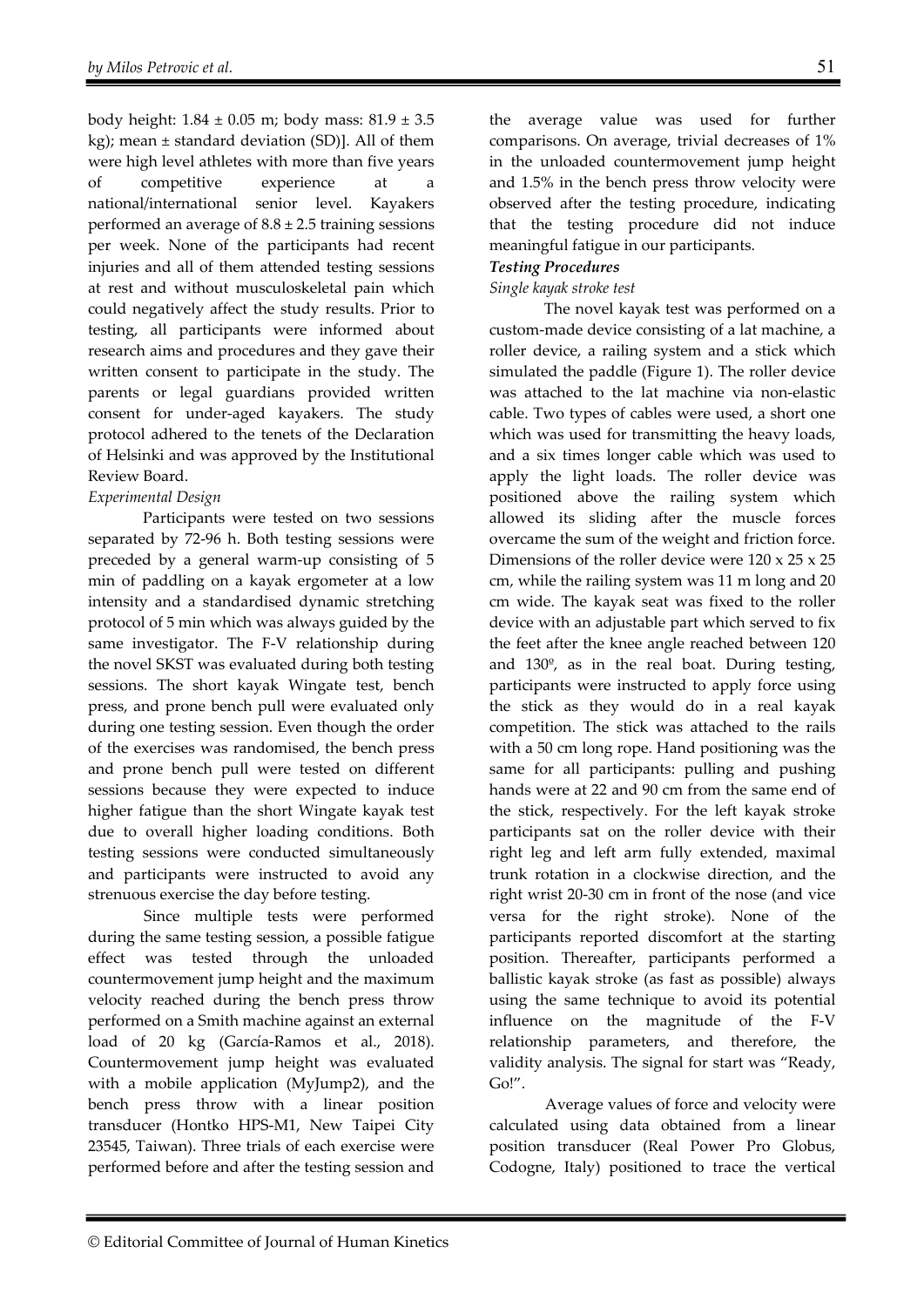body height: 1.84 ± 0.05 m; body mass: 81.9 ± 3.5 kg); mean ± standard deviation (SD)]. All of them were high level athletes with more than five years of competitive experience at a national/international senior level. Kayakers performed an average of 8.8 ± 2.5 training sessions per week. None of the participants had recent injuries and all of them attended testing sessions at rest and without musculoskeletal pain which could negatively affect the study results. Prior to testing, all participants were informed about research aims and procedures and they gave their written consent to participate in the study. The parents or legal guardians provided written consent for under-aged kayakers. The study protocol adhered to the tenets of the Declaration of Helsinki and was approved by the Institutional Review Board.

*Experimental Design*

Participants were tested on two sessions separated by 72-96 h. Both testing sessions were preceded by a general warm-up consisting of 5 min of paddling on a kayak ergometer at a low intensity and a standardised dynamic stretching protocol of 5 min which was always guided by the same investigator. The F-V relationship during the novel SKST was evaluated during both testing sessions. The short kayak Wingate test, bench press, and prone bench pull were evaluated only during one testing session. Even though the order of the exercises was randomised, the bench press and prone bench pull were tested on different sessions because they were expected to induce higher fatigue than the short Wingate kayak test due to overall higher loading conditions. Both testing sessions were conducted simultaneously and participants were instructed to avoid any strenuous exercise the day before testing.

Since multiple tests were performed during the same testing session, a possible fatigue effect was tested through the unloaded countermovement jump height and the maximum velocity reached during the bench press throw performed on a Smith machine against an external load of 20 kg (García-Ramos et al., 2018). Countermovement jump height was evaluated with a mobile application (MyJump2), and the bench press throw with a linear position transducer (Hontko HPS-M1, New Taipei City 23545, Taiwan). Three trials of each exercise were performed before and after the testing session and the average value was used for further comparisons. On average, trivial decreases of 1% in the unloaded countermovement jump height and 1.5% in the bench press throw velocity were observed after the testing procedure, indicating that the testing procedure did not induce meaningful fatigue in our participants.

***Testing Procedures***

*Single kayak stroke test*

The novel kayak test was performed on a custom-made device consisting of a lat machine, a roller device, a railing system and a stick which simulated the paddle (Figure 1). The roller device was attached to the lat machine via non-elastic cable. Two types of cables were used, a short one which was used for transmitting the heavy loads, and a six times longer cable which was used to apply the light loads. The roller device was positioned above the railing system which allowed its sliding after the muscle forces overcame the sum of the weight and friction force. Dimensions of the roller device were 120 x 25 x 25 cm, while the railing system was 11 m long and 20 cm wide. The kayak seat was fixed to the roller device with an adjustable part which served to fix the feet after the knee angle reached between 120 and 130º, as in the real boat. During testing, participants were instructed to apply force using the stick as they would do in a real kayak competition. The stick was attached to the rails with a 50 cm long rope. Hand positioning was the same for all participants: pulling and pushing hands were at 22 and 90 cm from the same end of the stick, respectively. For the left kayak stroke participants sat on the roller device with their right leg and left arm fully extended, maximal trunk rotation in a clockwise direction, and the right wrist 20-30 cm in front of the nose (and vice versa for the right stroke). None of the participants reported discomfort at the starting position. Thereafter, participants performed a ballistic kayak stroke (as fast as possible) always using the same technique to avoid its potential influence on the magnitude of the F-V relationship parameters, and therefore, the validity analysis. The signal for start was "Ready, Go!".

Average values of force and velocity were calculated using data obtained from a linear position transducer (Real Power Pro Globus, Codogne, Italy) positioned to trace the vertical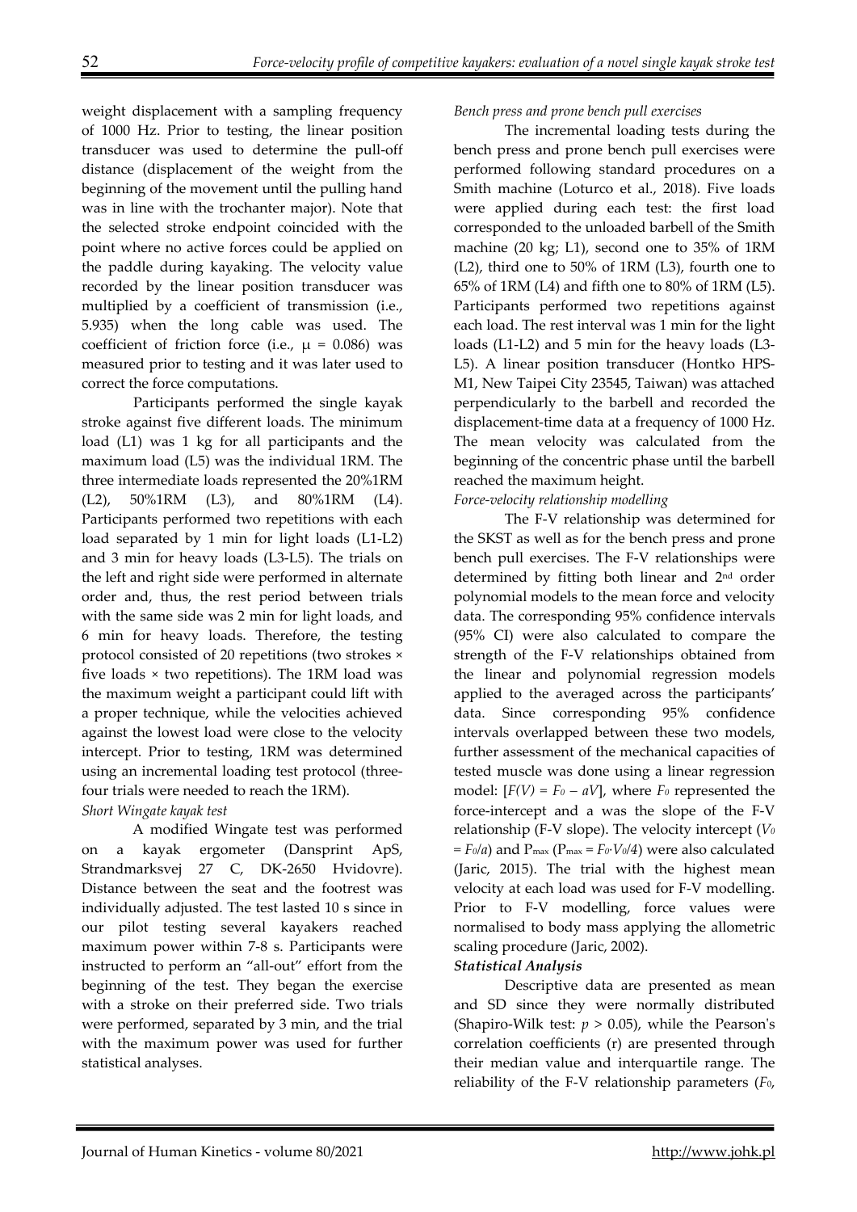weight displacement with a sampling frequency of 1000 Hz. Prior to testing, the linear position transducer was used to determine the pull-off distance (displacement of the weight from the beginning of the movement until the pulling hand was in line with the trochanter major). Note that the selected stroke endpoint coincided with the point where no active forces could be applied on the paddle during kayaking. The velocity value recorded by the linear position transducer was multiplied by a coefficient of transmission (i.e., 5.935) when the long cable was used. The coefficient of friction force (i.e., $\mu = 0.086$) was measured prior to testing and it was later used to correct the force computations.

Participants performed the single kayak stroke against five different loads. The minimum load (L1) was 1 kg for all participants and the maximum load (L5) was the individual 1RM. The three intermediate loads represented the 20%1RM (L2), 50%1RM (L3), and 80%1RM (L4). Participants performed two repetitions with each load separated by 1 min for light loads (L1-L2) and 3 min for heavy loads (L3-L5). The trials on the left and right side were performed in alternate order and, thus, the rest period between trials with the same side was 2 min for light loads, and 6 min for heavy loads. Therefore, the testing protocol consisted of 20 repetitions (two strokes × five loads × two repetitions). The 1RM load was the maximum weight a participant could lift with a proper technique, while the velocities achieved against the lowest load were close to the velocity intercept. Prior to testing, 1RM was determined using an incremental loading test protocol (three-four trials were needed to reach the 1RM).

*Short Wingate kayak test*

A modified Wingate test was performed on a kayak ergometer (Dansprint ApS, Strandmarksvej 27 C, DK-2650 Hvidovre). Distance between the seat and the footrest was individually adjusted. The test lasted 10 s since in our pilot testing several kayakers reached maximum power within 7-8 s. Participants were instructed to perform an "all-out" effort from the beginning of the test. They began the exercise with a stroke on their preferred side. Two trials were performed, separated by 3 min, and the trial with the maximum power was used for further statistical analyses.

*Bench press and prone bench pull exercises*

The incremental loading tests during the bench press and prone bench pull exercises were performed following standard procedures on a Smith machine (Loturco et al., 2018). Five loads were applied during each test: the first load corresponded to the unloaded barbell of the Smith machine (20 kg; L1), second one to 35% of 1RM (L2), third one to 50% of 1RM (L3), fourth one to 65% of 1RM (L4) and fifth one to 80% of 1RM (L5). Participants performed two repetitions against each load. The rest interval was 1 min for the light loads (L1-L2) and 5 min for the heavy loads (L3-L5). A linear position transducer (Hontko HPS-M1, New Taipei City 23545, Taiwan) was attached perpendicularly to the barbell and recorded the displacement-time data at a frequency of 1000 Hz. The mean velocity was calculated from the beginning of the concentric phase until the barbell reached the maximum height.

*Force-velocity relationship modelling*

The F-V relationship was determined for the SKST as well as for the bench press and prone bench pull exercises. The F-V relationships were determined by fitting both linear and 2nd order polynomial models to the mean force and velocity data. The corresponding 95% confidence intervals (95% CI) were also calculated to compare the strength of the F-V relationships obtained from the linear and polynomial regression models applied to the averaged across the participants' data. Since corresponding 95% confidence intervals overlapped between these two models, further assessment of the mechanical capacities of tested muscle was done using a linear regression model: [$F(V) = F_0 - aV$], where $F_0$ represented the force-intercept and $a$ was the slope of the F-V relationship (F-V slope). The velocity intercept ($V_0 = F_0/a$) and $P_{max}$ ($P_{max} = F_0 \cdot V_0/4$) were also calculated (Jaric, 2015). The trial with the highest mean velocity at each load was used for F-V modelling. Prior to F-V modelling, force values were normalised to body mass applying the allometric scaling procedure (Jaric, 2002).

***Statistical Analysis***

Descriptive data are presented as mean and SD since they were normally distributed (Shapiro-Wilk test: $p > 0.05$), while the Pearson's correlation coefficients (r) are presented through their median value and interquartile range. The reliability of the F-V relationship parameters ($F_0$,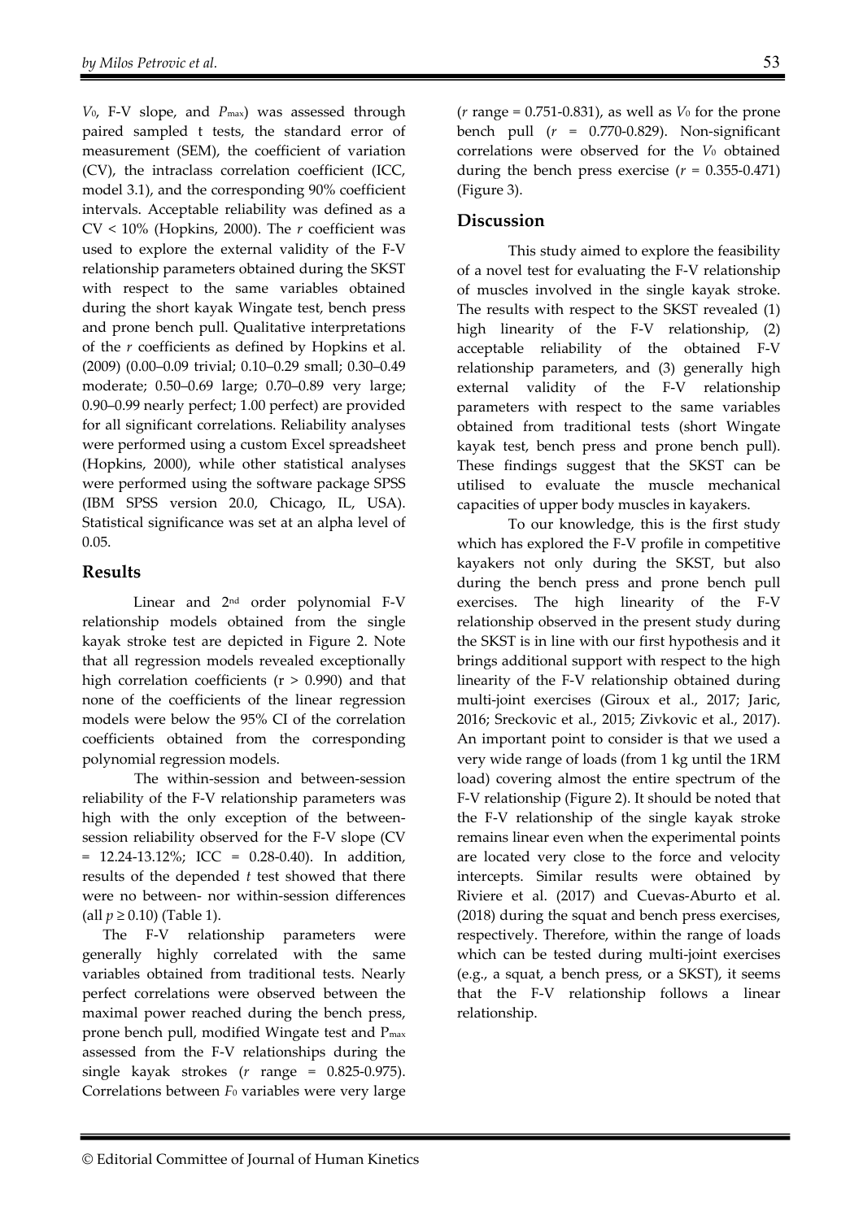$V_0$, F-V slope, and $P_{max}$) was assessed through paired sampled t tests, the standard error of measurement (SEM), the coefficient of variation (CV), the intraclass correlation coefficient (ICC, model 3.1), and the corresponding 90% coefficient intervals. Acceptable reliability was defined as a CV < 10% (Hopkins, 2000). The *r* coefficient was used to explore the external validity of the F-V relationship parameters obtained during the SKST with respect to the same variables obtained during the short kayak Wingate test, bench press and prone bench pull. Qualitative interpretations of the *r* coefficients as defined by Hopkins et al. (2009) (0.00–0.09 trivial; 0.10–0.29 small; 0.30–0.49 moderate; 0.50–0.69 large; 0.70–0.89 very large; 0.90–0.99 nearly perfect; 1.00 perfect) are provided for all significant correlations. Reliability analyses were performed using a custom Excel spreadsheet (Hopkins, 2000), while other statistical analyses were performed using the software package SPSS (IBM SPSS version 20.0, Chicago, IL, USA). Statistical significance was set at an alpha level of 0.05.

## Results

Linear and 2nd order polynomial F-V relationship models obtained from the single kayak stroke test are depicted in Figure 2. Note that all regression models revealed exceptionally high correlation coefficients ($r > 0.990$) and that none of the coefficients of the linear regression models were below the 95% CI of the correlation coefficients obtained from the corresponding polynomial regression models.

The within-session and between-session reliability of the F-V relationship parameters was high with the only exception of the between-session reliability observed for the F-V slope (CV = 12.24-13.12%; ICC = 0.28-0.40). In addition, results of the depended *t* test showed that there were no between- nor within-session differences (all $p \geq 0.10$) (Table 1).

The F-V relationship parameters were generally highly correlated with the same variables obtained from traditional tests. Nearly perfect correlations were observed between the maximal power reached during the bench press, prone bench pull, modified Wingate test and $P_{max}$ assessed from the F-V relationships during the single kayak strokes (*r* range = 0.825-0.975). Correlations between $F_0$ variables were very large (*r* range = 0.751-0.831), as well as $V_0$ for the prone bench pull (*r* = 0.770-0.829). Non-significant correlations were observed for the $V_0$ obtained during the bench press exercise (*r* = 0.355-0.471) (Figure 3).

## Discussion

This study aimed to explore the feasibility of a novel test for evaluating the F-V relationship of muscles involved in the single kayak stroke. The results with respect to the SKST revealed (1) high linearity of the F-V relationship, (2) acceptable reliability of the obtained F-V relationship parameters, and (3) generally high external validity of the F-V relationship parameters with respect to the same variables obtained from traditional tests (short Wingate kayak test, bench press and prone bench pull). These findings suggest that the SKST can be utilised to evaluate the muscle mechanical capacities of upper body muscles in kayakers.

To our knowledge, this is the first study which has explored the F-V profile in competitive kayakers not only during the SKST, but also during the bench press and prone bench pull exercises. The high linearity of the F-V relationship observed in the present study during the SKST is in line with our first hypothesis and it brings additional support with respect to the high linearity of the F-V relationship obtained during multi-joint exercises (Giroux et al., 2017; Jaric, 2016; Sreckovic et al., 2015; Zivkovic et al., 2017). An important point to consider is that we used a very wide range of loads (from 1 kg until the 1RM load) covering almost the entire spectrum of the F-V relationship (Figure 2). It should be noted that the F-V relationship of the single kayak stroke remains linear even when the experimental points are located very close to the force and velocity intercepts. Similar results were obtained by Riviere et al. (2017) and Cuevas-Aburto et al. (2018) during the squat and bench press exercises, respectively. Therefore, within the range of loads which can be tested during multi-joint exercises (e.g., a squat, a bench press, or a SKST), it seems that the F-V relationship follows a linear relationship.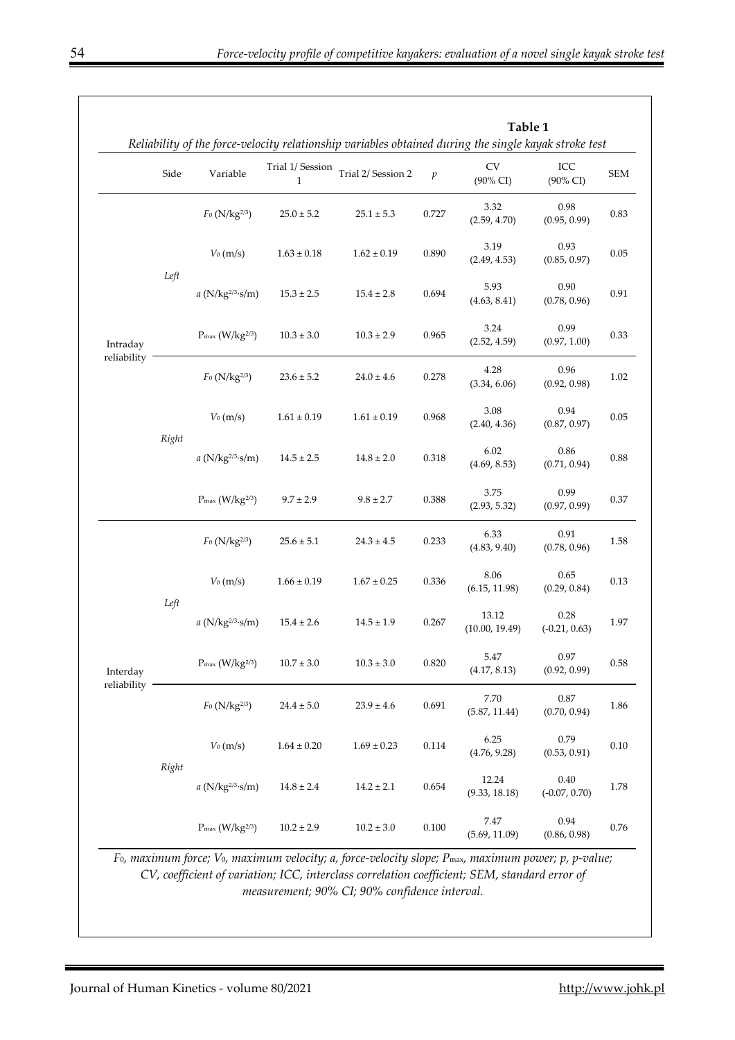**Table 1**

*Reliability of the force-velocity relationship variables obtained during the single kayak stroke test*

| | Side | Variable | Trial 1/ Session 1 | Trial 2/ Session 2 | $p$ | CV (90% CI) | ICC (90% CI) | SEM |
|---|---|---|---|---|---|---|---|---|
| Intraday reliability | *Left* | $F_0$ (N/kg$^{2/3}$) | 25.0 ± 5.2 | 25.1 ± 5.3 | 0.727 | 3.32 (2.59, 4.70) | 0.98 (0.95, 0.99) | 0.83 |
| | | $V_0$ (m/s) | 1.63 ± 0.18 | 1.62 ± 0.19 | 0.890 | 3.19 (2.49, 4.53) | 0.93 (0.85, 0.97) | 0.05 |
| | | $a$ (N/kg$^{2/3}$·s/m) | 15.3 ± 2.5 | 15.4 ± 2.8 | 0.694 | 5.93 (4.63, 8.41) | 0.90 (0.78, 0.96) | 0.91 |
| | | $P_{max}$ (W/kg$^{2/3}$) | 10.3 ± 3.0 | 10.3 ± 2.9 | 0.965 | 3.24 (2.52, 4.59) | 0.99 (0.97, 1.00) | 0.33 |
| | *Right* | $F_0$ (N/kg$^{2/3}$) | 23.6 ± 5.2 | 24.0 ± 4.6 | 0.278 | 4.28 (3.34, 6.06) | 0.96 (0.92, 0.98) | 1.02 |
| | | $V_0$ (m/s) | 1.61 ± 0.19 | 1.61 ± 0.19 | 0.968 | 3.08 (2.40, 4.36) | 0.94 (0.87, 0.97) | 0.05 |
| | | $a$ (N/kg$^{2/3}$·s/m) | 14.5 ± 2.5 | 14.8 ± 2.0 | 0.318 | 6.02 (4.69, 8.53) | 0.86 (0.71, 0.94) | 0.88 |
| | | $P_{max}$ (W/kg$^{2/3}$) | 9.7 ± 2.9 | 9.8 ± 2.7 | 0.388 | 3.75 (2.93, 5.32) | 0.99 (0.97, 0.99) | 0.37 |
| Interday reliability | *Left* | $F_0$ (N/kg$^{2/3}$) | 25.6 ± 5.1 | 24.3 ± 4.5 | 0.233 | 6.33 (4.83, 9.40) | 0.91 (0.78, 0.96) | 1.58 |
| | | $V_0$ (m/s) | 1.66 ± 0.19 | 1.67 ± 0.25 | 0.336 | 8.06 (6.15, 11.98) | 0.65 (0.29, 0.84) | 0.13 |
| | | $a$ (N/kg$^{2/3}$·s/m) | 15.4 ± 2.6 | 14.5 ± 1.9 | 0.267 | 13.12 (10.00, 19.49) | 0.28 (-0.21, 0.63) | 1.97 |
| | | $P_{max}$ (W/kg$^{2/3}$) | 10.7 ± 3.0 | 10.3 ± 3.0 | 0.820 | 5.47 (4.17, 8.13) | 0.97 (0.92, 0.99) | 0.58 |
| | *Right* | $F_0$ (N/kg$^{2/3}$) | 24.4 ± 5.0 | 23.9 ± 4.6 | 0.691 | 7.70 (5.87, 11.44) | 0.87 (0.70, 0.94) | 1.86 |
| | | $V_0$ (m/s) | 1.64 ± 0.20 | 1.69 ± 0.23 | 0.114 | 6.25 (4.76, 9.28) | 0.79 (0.53, 0.91) | 0.10 |
| | | $a$ (N/kg$^{2/3}$·s/m) | 14.8 ± 2.4 | 14.2 ± 2.1 | 0.654 | 12.24 (9.33, 18.18) | 0.40 (-0.07, 0.70) | 1.78 |
| | | $P_{max}$ (W/kg$^{2/3}$) | 10.2 ± 2.9 | 10.2 ± 3.0 | 0.100 | 7.47 (5.69, 11.09) | 0.94 (0.86, 0.98) | 0.76 |

*$F_0$, maximum force; $V_0$, maximum velocity; a, force-velocity slope; $P_{max}$, maximum power; p, p-value; CV, coefficient of variation; ICC, interclass correlation coefficient; SEM, standard error of measurement; 90% CI; 90% confidence interval.*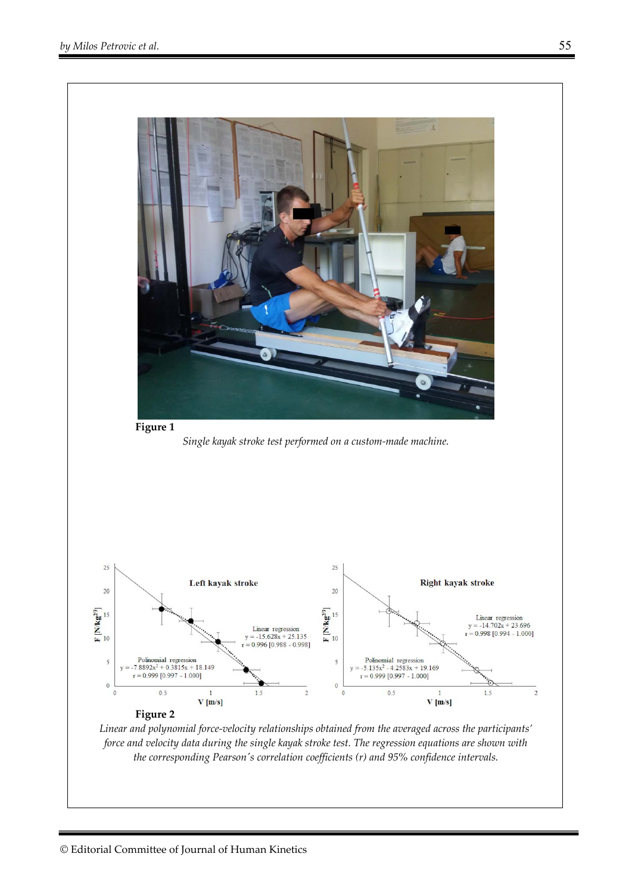**Figure 1**

*Single kayak stroke test performed on a custom-made machine.*

**Figure 2**

*Linear and polynomial force-velocity relationships obtained from the averaged across the participants' force and velocity data during the single kayak stroke test. The regression equations are shown with the corresponding Pearson's correlation coefficients (r) and 95% confidence intervals.*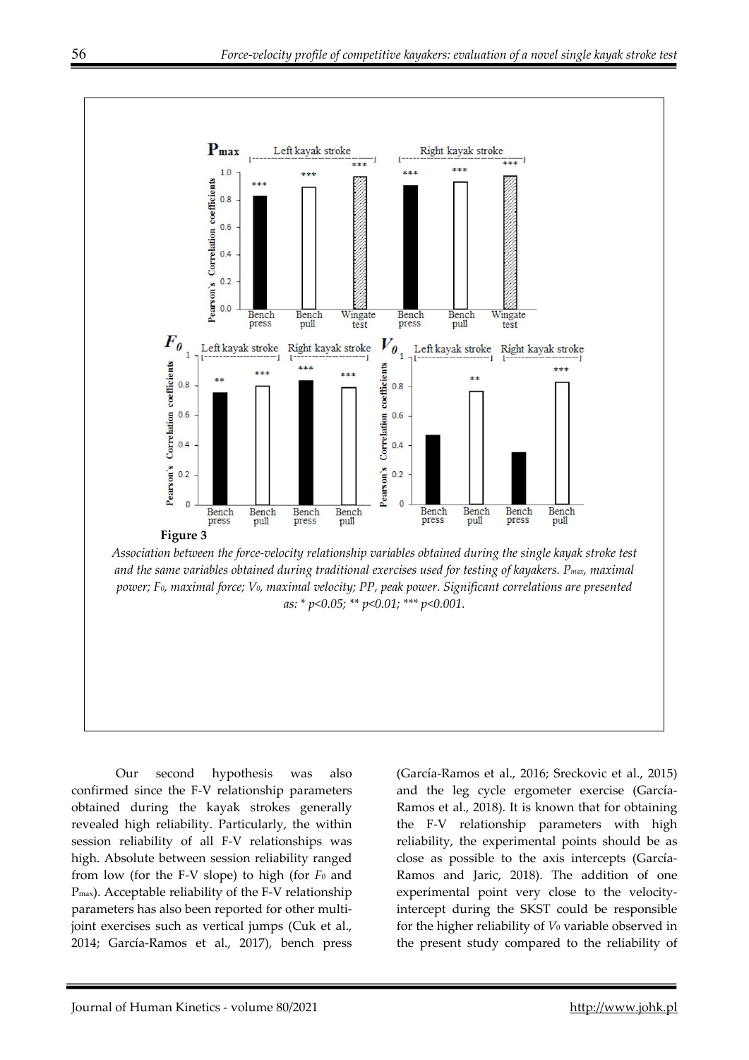**Figure 3**

*Association between the force-velocity relationship variables obtained during the single kayak stroke test and the same variables obtained during traditional exercises used for testing of kayakers. $P_{max}$, maximal power; $F_0$, maximal force; $V_0$, maximal velocity; PP, peak power. Significant correlations are presented as: * p<0.05; ** p<0.01; *** p<0.001.*

Our second hypothesis was also confirmed since the F-V relationship parameters obtained during the kayak strokes generally revealed high reliability. Particularly, the within session reliability of all F-V relationships was high. Absolute between session reliability ranged from low (for the F-V slope) to high (for $F_0$ and $P_{max}$). Acceptable reliability of the F-V relationship parameters has also been reported for other multi-joint exercises such as vertical jumps (Cuk et al., 2014; García-Ramos et al., 2017), bench press (García-Ramos et al., 2016; Sreckovic et al., 2015) and the leg cycle ergometer exercise (García-Ramos et al., 2018). It is known that for obtaining the F-V relationship parameters with high reliability, the experimental points should be as close as possible to the axis intercepts (García-Ramos and Jaric, 2018). The addition of one experimental point very close to the velocity-intercept during the SKST could be responsible for the higher reliability of $V_0$ variable observed in the present study compared to the reliability of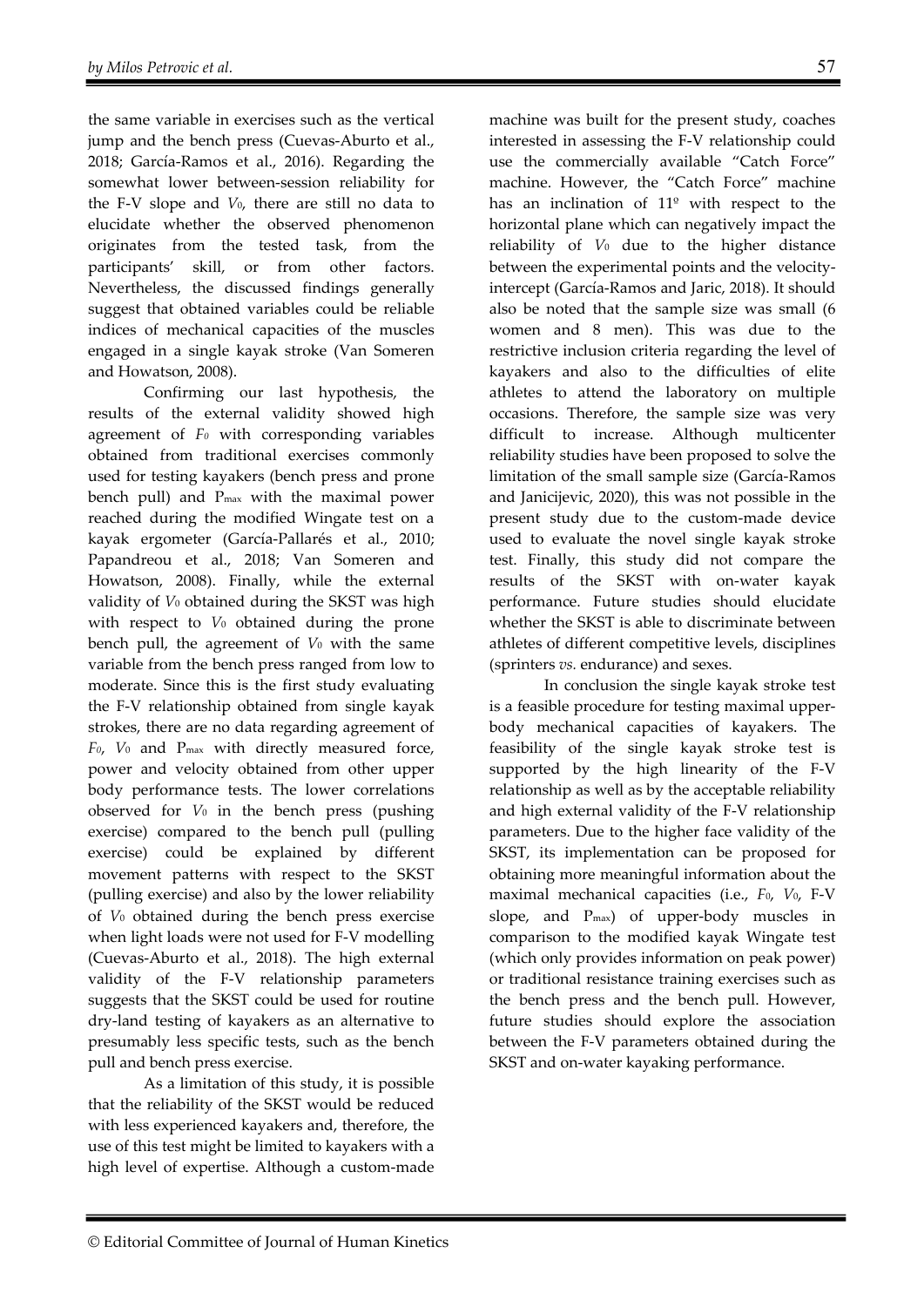the same variable in exercises such as the vertical jump and the bench press (Cuevas-Aburto et al., 2018; García-Ramos et al., 2016). Regarding the somewhat lower between-session reliability for the F-V slope and $V_0$, there are still no data to elucidate whether the observed phenomenon originates from the tested task, from the participants' skill, or from other factors. Nevertheless, the discussed findings generally suggest that obtained variables could be reliable indices of mechanical capacities of the muscles engaged in a single kayak stroke (Van Someren and Howatson, 2008).

Confirming our last hypothesis, the results of the external validity showed high agreement of $F_0$ with corresponding variables obtained from traditional exercises commonly used for testing kayakers (bench press and prone bench pull) and $P_{max}$ with the maximal power reached during the modified Wingate test on a kayak ergometer (García-Pallarés et al., 2010; Papandreou et al., 2018; Van Someren and Howatson, 2008). Finally, while the external validity of $V_0$ obtained during the SKST was high with respect to $V_0$ obtained during the prone bench pull, the agreement of $V_0$ with the same variable from the bench press ranged from low to moderate. Since this is the first study evaluating the F-V relationship obtained from single kayak strokes, there are no data regarding agreement of $F_0$, $V_0$ and $P_{max}$ with directly measured force, power and velocity obtained from other upper body performance tests. The lower correlations observed for $V_0$ in the bench press (pushing exercise) compared to the bench pull (pulling exercise) could be explained by different movement patterns with respect to the SKST (pulling exercise) and also by the lower reliability of $V_0$ obtained during the bench press exercise when light loads were not used for F-V modelling (Cuevas-Aburto et al., 2018). The high external validity of the F-V relationship parameters suggests that the SKST could be used for routine dry-land testing of kayakers as an alternative to presumably less specific tests, such as the bench pull and bench press exercise.

As a limitation of this study, it is possible that the reliability of the SKST would be reduced with less experienced kayakers and, therefore, the use of this test might be limited to kayakers with a high level of expertise. Although a custom-made machine was built for the present study, coaches interested in assessing the F-V relationship could use the commercially available "Catch Force" machine. However, the "Catch Force" machine has an inclination of 11º with respect to the horizontal plane which can negatively impact the reliability of $V_0$ due to the higher distance between the experimental points and the velocity-intercept (García-Ramos and Jaric, 2018). It should also be noted that the sample size was small (6 women and 8 men). This was due to the restrictive inclusion criteria regarding the level of kayakers and also to the difficulties of elite athletes to attend the laboratory on multiple occasions. Therefore, the sample size was very difficult to increase. Although multicenter reliability studies have been proposed to solve the limitation of the small sample size (García-Ramos and Janicijevic, 2020), this was not possible in the present study due to the custom-made device used to evaluate the novel single kayak stroke test. Finally, this study did not compare the results of the SKST with on-water kayak performance. Future studies should elucidate whether the SKST is able to discriminate between athletes of different competitive levels, disciplines (sprinters *vs.* endurance) and sexes.

In conclusion the single kayak stroke test is a feasible procedure for testing maximal upper-body mechanical capacities of kayakers. The feasibility of the single kayak stroke test is supported by the high linearity of the F-V relationship as well as by the acceptable reliability and high external validity of the F-V relationship parameters. Due to the higher face validity of the SKST, its implementation can be proposed for obtaining more meaningful information about the maximal mechanical capacities (i.e., $F_0$, $V_0$, F-V slope, and $P_{max}$) of upper-body muscles in comparison to the modified kayak Wingate test (which only provides information on peak power) or traditional resistance training exercises such as the bench press and the bench pull. However, future studies should explore the association between the F-V parameters obtained during the SKST and on-water kayaking performance.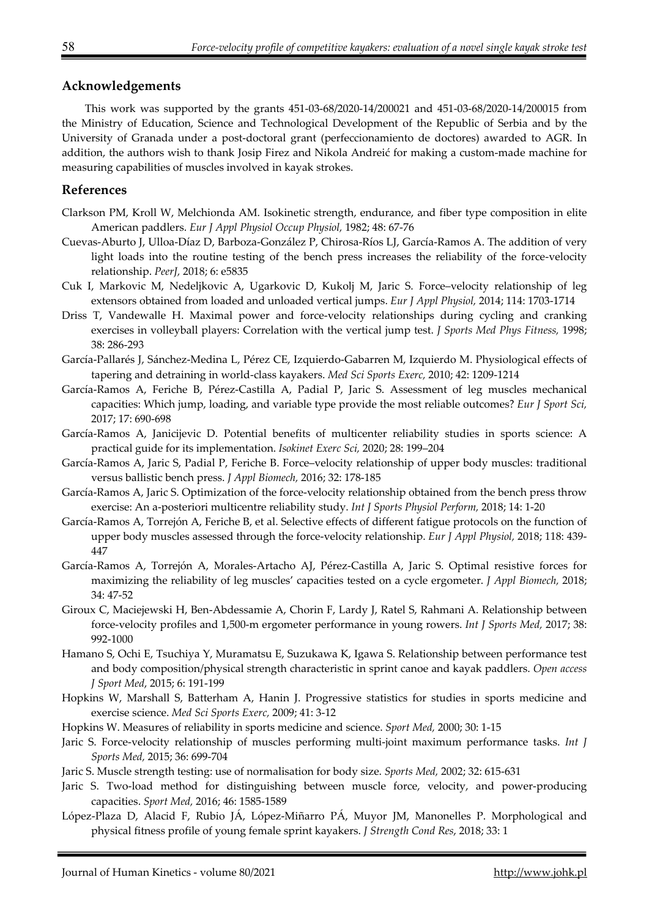## Acknowledgements

This work was supported by the grants 451-03-68/2020-14/200021 and 451-03-68/2020-14/200015 from the Ministry of Education, Science and Technological Development of the Republic of Serbia and by the University of Granada under a post-doctoral grant (perfeccionamiento de doctores) awarded to AGR. In addition, the authors wish to thank Josip Firez and Nikola Andreić for making a custom-made machine for measuring capabilities of muscles involved in kayak strokes.

## References

Clarkson PM, Kroll W, Melchionda AM. Isokinetic strength, endurance, and fiber type composition in elite American paddlers. *Eur J Appl Physiol Occup Physiol,* 1982; 48: 67-76

Cuevas-Aburto J, Ulloa-Díaz D, Barboza-González P, Chirosa-Ríos LJ, García-Ramos A. The addition of very light loads into the routine testing of the bench press increases the reliability of the force-velocity relationship. *PeerJ,* 2018; 6: e5835

Cuk I, Markovic M, Nedeljkovic A, Ugarkovic D, Kukolj M, Jaric S. Force–velocity relationship of leg extensors obtained from loaded and unloaded vertical jumps. *Eur J Appl Physiol,* 2014; 114: 1703-1714

Driss T, Vandewalle H. Maximal power and force-velocity relationships during cycling and cranking exercises in volleyball players: Correlation with the vertical jump test. *J Sports Med Phys Fitness,* 1998; 38: 286-293

García-Pallarés J, Sánchez-Medina L, Pérez CE, Izquierdo-Gabarren M, Izquierdo M. Physiological effects of tapering and detraining in world-class kayakers. *Med Sci Sports Exerc,* 2010; 42: 1209-1214

García-Ramos A, Feriche B, Pérez-Castilla A, Padial P, Jaric S. Assessment of leg muscles mechanical capacities: Which jump, loading, and variable type provide the most reliable outcomes? *Eur J Sport Sci,* 2017; 17: 690-698

García-Ramos A, Janicijevic D. Potential benefits of multicenter reliability studies in sports science: A practical guide for its implementation. *Isokinet Exerc Sci,* 2020; 28: 199–204

García-Ramos A, Jaric S, Padial P, Feriche B. Force–velocity relationship of upper body muscles: traditional versus ballistic bench press. *J Appl Biomech,* 2016; 32: 178-185

García-Ramos A, Jaric S. Optimization of the force-velocity relationship obtained from the bench press throw exercise: An a-posteriori multicentre reliability study. *Int J Sports Physiol Perform,* 2018; 14: 1-20

García-Ramos A, Torrejón A, Feriche B, et al. Selective effects of different fatigue protocols on the function of upper body muscles assessed through the force-velocity relationship. *Eur J Appl Physiol,* 2018; 118: 439-447

García-Ramos A, Torrejón A, Morales-Artacho AJ, Pérez-Castilla A, Jaric S. Optimal resistive forces for maximizing the reliability of leg muscles' capacities tested on a cycle ergometer. *J Appl Biomech,* 2018; 34: 47-52

Giroux C, Maciejewski H, Ben-Abdessamie A, Chorin F, Lardy J, Ratel S, Rahmani A. Relationship between force-velocity profiles and 1,500-m ergometer performance in young rowers. *Int J Sports Med,* 2017; 38: 992-1000

Hamano S, Ochi E, Tsuchiya Y, Muramatsu E, Suzukawa K, Igawa S. Relationship between performance test and body composition/physical strength characteristic in sprint canoe and kayak paddlers. *Open access J Sport Med*, 2015; 6: 191-199

Hopkins W, Marshall S, Batterham A, Hanin J. Progressive statistics for studies in sports medicine and exercise science. *Med Sci Sports Exerc,* 2009; 41: 3-12

Hopkins W. Measures of reliability in sports medicine and science. *Sport Med,* 2000; 30: 1-15

Jaric S. Force-velocity relationship of muscles performing multi-joint maximum performance tasks. *Int J Sports Med,* 2015; 36: 699-704

Jaric S. Muscle strength testing: use of normalisation for body size. *Sports Med,* 2002; 32: 615-631

Jaric S. Two-load method for distinguishing between muscle force, velocity, and power-producing capacities. *Sport Med,* 2016; 46: 1585-1589

López-Plaza D, Alacid F, Rubio JÁ, López-Miñarro PÁ, Muyor JM, Manonelles P. Morphological and physical fitness profile of young female sprint kayakers. *J Strength Cond Res*, 2018; 33: 1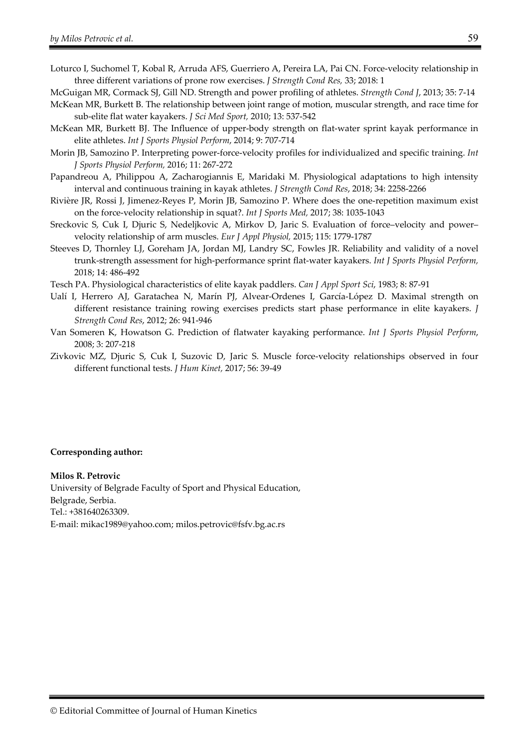Loturco I, Suchomel T, Kobal R, Arruda AFS, Guerriero A, Pereira LA, Pai CN. Force-velocity relationship in three different variations of prone row exercises. *J Strength Cond Res,* 33; 2018: 1

McGuigan MR, Cormack SJ, Gill ND. Strength and power profiling of athletes. *Strength Cond J*, 2013; 35: 7-14

McKean MR, Burkett B. The relationship between joint range of motion, muscular strength, and race time for sub-elite flat water kayakers. *J Sci Med Sport,* 2010; 13: 537-542

McKean MR, Burkett BJ. The Influence of upper-body strength on flat-water sprint kayak performance in elite athletes. *Int J Sports Physiol Perform*, 2014; 9: 707-714

Morin JB, Samozino P. Interpreting power-force-velocity profiles for individualized and specific training. *Int J Sports Physiol Perform,* 2016; 11: 267-272

Papandreou A, Philippou A, Zacharogiannis E, Maridaki M. Physiological adaptations to high intensity interval and continuous training in kayak athletes. *J Strength Cond Res*, 2018; 34: 2258-2266

Rivière JR, Rossi J, Jimenez-Reyes P, Morin JB, Samozino P. Where does the one-repetition maximum exist on the force-velocity relationship in squat?. *Int J Sports Med,* 2017; 38: 1035-1043

Sreckovic S, Cuk I, Djuric S, Nedeljkovic A, Mirkov D, Jaric S. Evaluation of force–velocity and power–velocity relationship of arm muscles. *Eur J Appl Physiol,* 2015; 115: 1779-1787

Steeves D, Thornley LJ, Goreham JA, Jordan MJ, Landry SC, Fowles JR. Reliability and validity of a novel trunk-strength assessment for high-performance sprint flat-water kayakers. *Int J Sports Physiol Perform,* 2018; 14: 486-492

Tesch PA. Physiological characteristics of elite kayak paddlers. *Can J Appl Sport Sci*, 1983; 8: 87-91

Ualí I, Herrero AJ, Garatachea N, Marín PJ, Alvear-Ordenes I, García-López D. Maximal strength on different resistance training rowing exercises predicts start phase performance in elite kayakers. *J Strength Cond Res*, 2012; 26: 941-946

Van Someren K, Howatson G. Prediction of flatwater kayaking performance. *Int J Sports Physiol Perform*, 2008; 3: 207-218

Zivkovic MZ, Djuric S, Cuk I, Suzovic D, Jaric S. Muscle force-velocity relationships observed in four different functional tests. *J Hum Kinet,* 2017; 56: 39-49

**Corresponding author:**

**Milos R. Petrovic**
University of Belgrade Faculty of Sport and Physical Education,
Belgrade, Serbia.
Tel.: +381640263309.
E-mail: mikac1989@yahoo.com; milos.petrovic@fsfv.bg.ac.rs